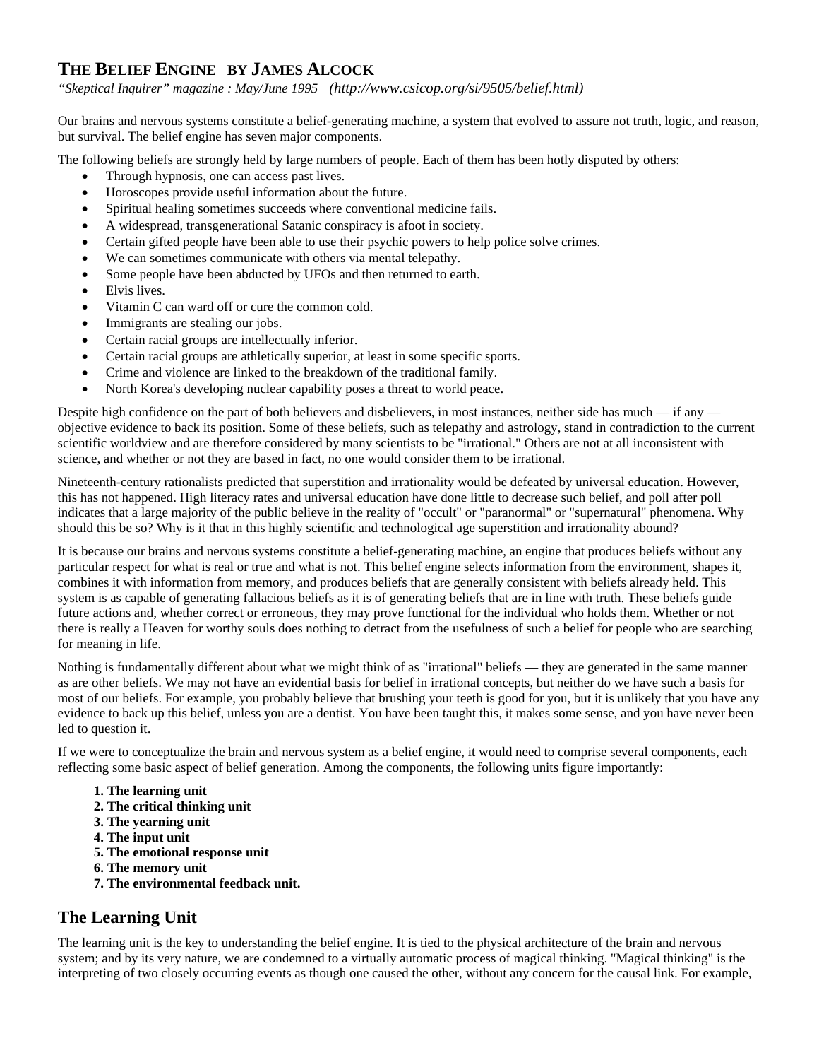# THE BELIEF ENGINE BY JAMES ALCOCK

*"Skeptical Inquirer" magazine : May/June 1995* *(http://www.csicop.org/si/9505/belief.html)*

Our brains and nervous systems constitute a belief-generating machine, a system that evolved to assure not truth, logic, and reason, but survival. The belief engine has seven major components.

The following beliefs are strongly held by large numbers of people. Each of them has been hotly disputed by others:

- Through hypnosis, one can access past lives.
- Horoscopes provide useful information about the future.
- Spiritual healing sometimes succeeds where conventional medicine fails.
- A widespread, transgenerational Satanic conspiracy is afoot in society.
- Certain gifted people have been able to use their psychic powers to help police solve crimes.
- We can sometimes communicate with others via mental telepathy.
- Some people have been abducted by UFOs and then returned to earth.
- Elvis lives.
- Vitamin C can ward off or cure the common cold.
- Immigrants are stealing our jobs.
- Certain racial groups are intellectually inferior.
- Certain racial groups are athletically superior, at least in some specific sports.
- Crime and violence are linked to the breakdown of the traditional family.
- North Korea's developing nuclear capability poses a threat to world peace.

Despite high confidence on the part of both believers and disbelievers, in most instances, neither side has much — if any — objective evidence to back its position. Some of these beliefs, such as telepathy and astrology, stand in contradiction to the current scientific worldview and are therefore considered by many scientists to be "irrational." Others are not at all inconsistent with science, and whether or not they are based in fact, no one would consider them to be irrational.

Nineteenth-century rationalists predicted that superstition and irrationality would be defeated by universal education. However, this has not happened. High literacy rates and universal education have done little to decrease such belief, and poll after poll indicates that a large majority of the public believe in the reality of "occult" or "paranormal" or "supernatural" phenomena. Why should this be so? Why is it that in this highly scientific and technological age superstition and irrationality abound?

It is because our brains and nervous systems constitute a belief-generating machine, an engine that produces beliefs without any particular respect for what is real or true and what is not. This belief engine selects information from the environment, shapes it, combines it with information from memory, and produces beliefs that are generally consistent with beliefs already held. This system is as capable of generating fallacious beliefs as it is of generating beliefs that are in line with truth. These beliefs guide future actions and, whether correct or erroneous, they may prove functional for the individual who holds them. Whether or not there is really a Heaven for worthy souls does nothing to detract from the usefulness of such a belief for people who are searching for meaning in life.

Nothing is fundamentally different about what we might think of as "irrational" beliefs — they are generated in the same manner as are other beliefs. We may not have an evidential basis for belief in irrational concepts, but neither do we have such a basis for most of our beliefs. For example, you probably believe that brushing your teeth is good for you, but it is unlikely that you have any evidence to back up this belief, unless you are a dentist. You have been taught this, it makes some sense, and you have never been led to question it.

If we were to conceptualize the brain and nervous system as a belief engine, it would need to comprise several components, each reflecting some basic aspect of belief generation. Among the components, the following units figure importantly:

1. **The learning unit**
2. **The critical thinking unit**
3. **The yearning unit**
4. **The input unit**
5. **The emotional response unit**
6. **The memory unit**
7. **The environmental feedback unit.**

## The Learning Unit

The learning unit is the key to understanding the belief engine. It is tied to the physical architecture of the brain and nervous system; and by its very nature, we are condemned to a virtually automatic process of magical thinking. "Magical thinking" is the interpreting of two closely occurring events as though one caused the other, without any concern for the causal link. For example,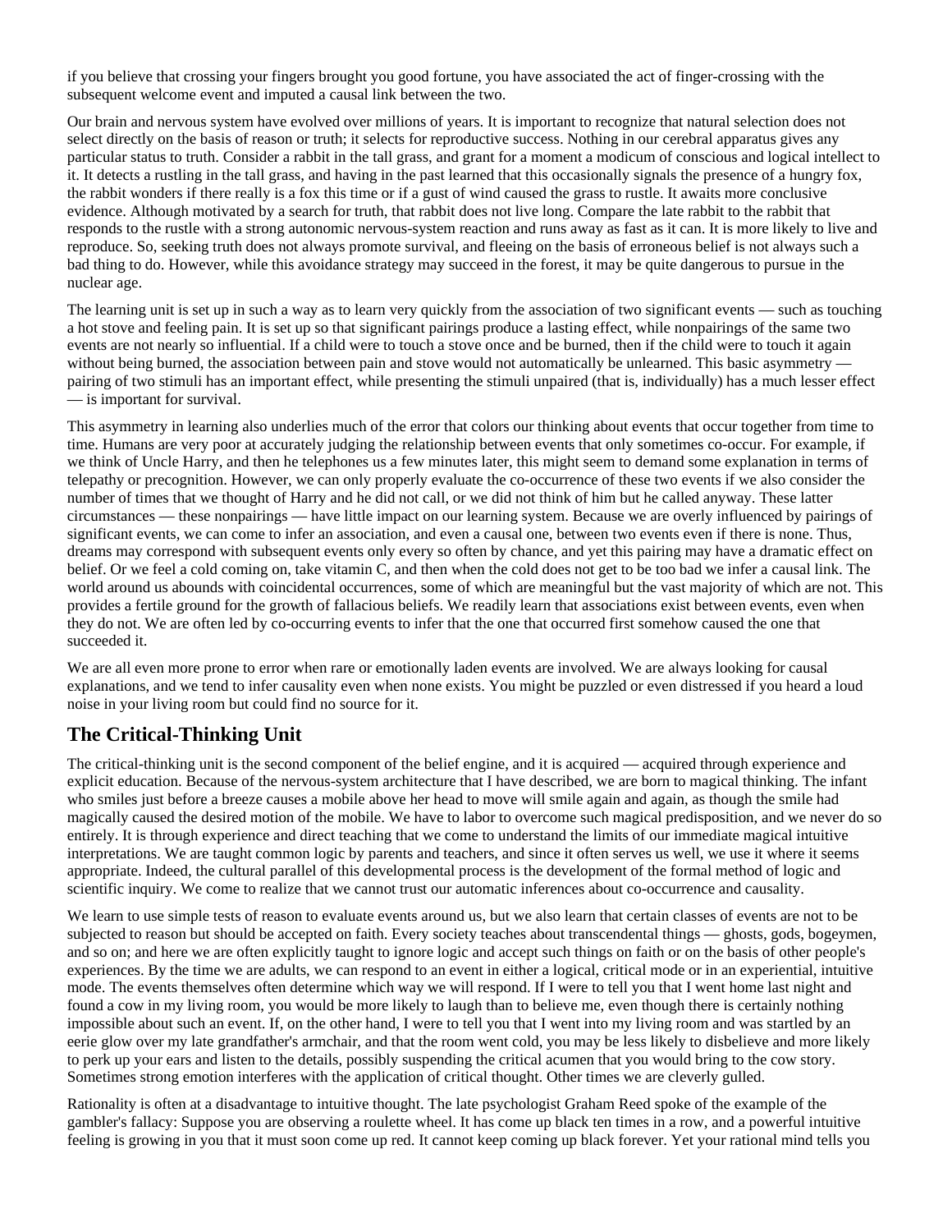if you believe that crossing your fingers brought you good fortune, you have associated the act of finger-crossing with the subsequent welcome event and imputed a causal link between the two.

Our brain and nervous system have evolved over millions of years. It is important to recognize that natural selection does not select directly on the basis of reason or truth; it selects for reproductive success. Nothing in our cerebral apparatus gives any particular status to truth. Consider a rabbit in the tall grass, and grant for a moment a modicum of conscious and logical intellect to it. It detects a rustling in the tall grass, and having in the past learned that this occasionally signals the presence of a hungry fox, the rabbit wonders if there really is a fox this time or if a gust of wind caused the grass to rustle. It awaits more conclusive evidence. Although motivated by a search for truth, that rabbit does not live long. Compare the late rabbit to the rabbit that responds to the rustle with a strong autonomic nervous-system reaction and runs away as fast as it can. It is more likely to live and reproduce. So, seeking truth does not always promote survival, and fleeing on the basis of erroneous belief is not always such a bad thing to do. However, while this avoidance strategy may succeed in the forest, it may be quite dangerous to pursue in the nuclear age.

The learning unit is set up in such a way as to learn very quickly from the association of two significant events — such as touching a hot stove and feeling pain. It is set up so that significant pairings produce a lasting effect, while nonpairings of the same two events are not nearly so influential. If a child were to touch a stove once and be burned, then if the child were to touch it again without being burned, the association between pain and stove would not automatically be unlearned. This basic asymmetry — pairing of two stimuli has an important effect, while presenting the stimuli unpaired (that is, individually) has a much lesser effect — is important for survival.

This asymmetry in learning also underlies much of the error that colors our thinking about events that occur together from time to time. Humans are very poor at accurately judging the relationship between events that only sometimes co-occur. For example, if we think of Uncle Harry, and then he telephones us a few minutes later, this might seem to demand some explanation in terms of telepathy or precognition. However, we can only properly evaluate the co-occurrence of these two events if we also consider the number of times that we thought of Harry and he did not call, or we did not think of him but he called anyway. These latter circumstances — these nonpairings — have little impact on our learning system. Because we are overly influenced by pairings of significant events, we can come to infer an association, and even a causal one, between two events even if there is none. Thus, dreams may correspond with subsequent events only every so often by chance, and yet this pairing may have a dramatic effect on belief. Or we feel a cold coming on, take vitamin C, and then when the cold does not get to be too bad we infer a causal link. The world around us abounds with coincidental occurrences, some of which are meaningful but the vast majority of which are not. This provides a fertile ground for the growth of fallacious beliefs. We readily learn that associations exist between events, even when they do not. We are often led by co-occurring events to infer that the one that occurred first somehow caused the one that succeeded it.

We are all even more prone to error when rare or emotionally laden events are involved. We are always looking for causal explanations, and we tend to infer causality even when none exists. You might be puzzled or even distressed if you heard a loud noise in your living room but could find no source for it.

## The Critical-Thinking Unit

The critical-thinking unit is the second component of the belief engine, and it is acquired — acquired through experience and explicit education. Because of the nervous-system architecture that I have described, we are born to magical thinking. The infant who smiles just before a breeze causes a mobile above her head to move will smile again and again, as though the smile had magically caused the desired motion of the mobile. We have to labor to overcome such magical predisposition, and we never do so entirely. It is through experience and direct teaching that we come to understand the limits of our immediate magical intuitive interpretations. We are taught common logic by parents and teachers, and since it often serves us well, we use it where it seems appropriate. Indeed, the cultural parallel of this developmental process is the development of the formal method of logic and scientific inquiry. We come to realize that we cannot trust our automatic inferences about co-occurrence and causality.

We learn to use simple tests of reason to evaluate events around us, but we also learn that certain classes of events are not to be subjected to reason but should be accepted on faith. Every society teaches about transcendental things — ghosts, gods, bogeymen, and so on; and here we are often explicitly taught to ignore logic and accept such things on faith or on the basis of other people's experiences. By the time we are adults, we can respond to an event in either a logical, critical mode or in an experiential, intuitive mode. The events themselves often determine which way we will respond. If I were to tell you that I went home last night and found a cow in my living room, you would be more likely to laugh than to believe me, even though there is certainly nothing impossible about such an event. If, on the other hand, I were to tell you that I went into my living room and was startled by an eerie glow over my late grandfather's armchair, and that the room went cold, you may be less likely to disbelieve and more likely to perk up your ears and listen to the details, possibly suspending the critical acumen that you would bring to the cow story. Sometimes strong emotion interferes with the application of critical thought. Other times we are cleverly gulled.

Rationality is often at a disadvantage to intuitive thought. The late psychologist Graham Reed spoke of the example of the gambler's fallacy: Suppose you are observing a roulette wheel. It has come up black ten times in a row, and a powerful intuitive feeling is growing in you that it must soon come up red. It cannot keep coming up black forever. Yet your rational mind tells you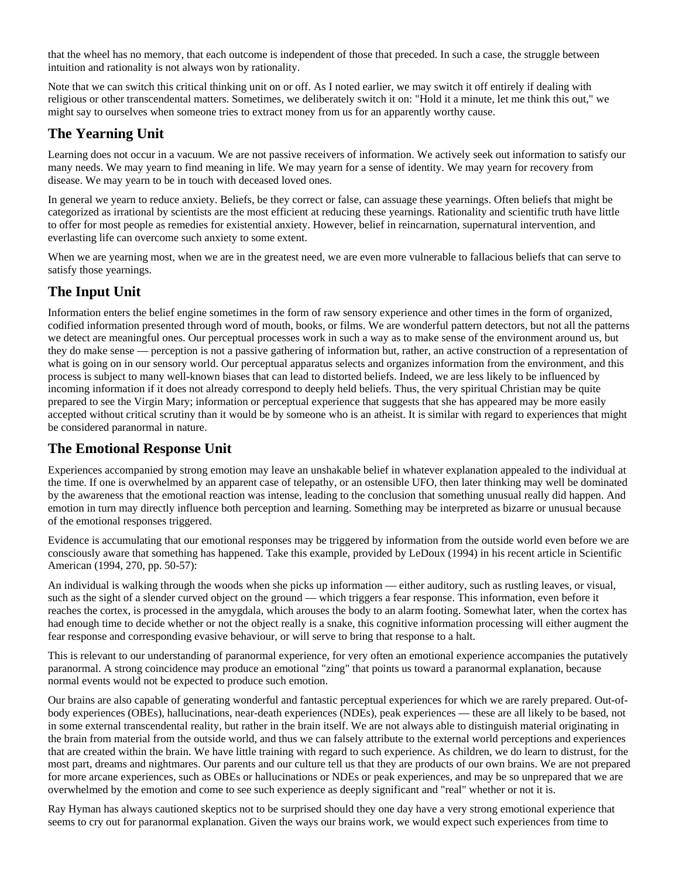that the wheel has no memory, that each outcome is independent of those that preceded. In such a case, the struggle between intuition and rationality is not always won by rationality.

Note that we can switch this critical thinking unit on or off. As I noted earlier, we may switch it off entirely if dealing with religious or other transcendental matters. Sometimes, we deliberately switch it on: "Hold it a minute, let me think this out," we might say to ourselves when someone tries to extract money from us for an apparently worthy cause.

## The Yearning Unit

Learning does not occur in a vacuum. We are not passive receivers of information. We actively seek out information to satisfy our many needs. We may yearn to find meaning in life. We may yearn for a sense of identity. We may yearn for recovery from disease. We may yearn to be in touch with deceased loved ones.

In general we yearn to reduce anxiety. Beliefs, be they correct or false, can assuage these yearnings. Often beliefs that might be categorized as irrational by scientists are the most efficient at reducing these yearnings. Rationality and scientific truth have little to offer for most people as remedies for existential anxiety. However, belief in reincarnation, supernatural intervention, and everlasting life can overcome such anxiety to some extent.

When we are yearning most, when we are in the greatest need, we are even more vulnerable to fallacious beliefs that can serve to satisfy those yearnings.

## The Input Unit

Information enters the belief engine sometimes in the form of raw sensory experience and other times in the form of organized, codified information presented through word of mouth, books, or films. We are wonderful pattern detectors, but not all the patterns we detect are meaningful ones. Our perceptual processes work in such a way as to make sense of the environment around us, but they do make sense — perception is not a passive gathering of information but, rather, an active construction of a representation of what is going on in our sensory world. Our perceptual apparatus selects and organizes information from the environment, and this process is subject to many well-known biases that can lead to distorted beliefs. Indeed, we are less likely to be influenced by incoming information if it does not already correspond to deeply held beliefs. Thus, the very spiritual Christian may be quite prepared to see the Virgin Mary; information or perceptual experience that suggests that she has appeared may be more easily accepted without critical scrutiny than it would be by someone who is an atheist. It is similar with regard to experiences that might be considered paranormal in nature.

## The Emotional Response Unit

Experiences accompanied by strong emotion may leave an unshakable belief in whatever explanation appealed to the individual at the time. If one is overwhelmed by an apparent case of telepathy, or an ostensible UFO, then later thinking may well be dominated by the awareness that the emotional reaction was intense, leading to the conclusion that something unusual really did happen. And emotion in turn may directly influence both perception and learning. Something may be interpreted as bizarre or unusual because of the emotional responses triggered.

Evidence is accumulating that our emotional responses may be triggered by information from the outside world even before we are consciously aware that something has happened. Take this example, provided by LeDoux (1994) in his recent article in Scientific American (1994, 270, pp. 50-57):

An individual is walking through the woods when she picks up information — either auditory, such as rustling leaves, or visual, such as the sight of a slender curved object on the ground — which triggers a fear response. This information, even before it reaches the cortex, is processed in the amygdala, which arouses the body to an alarm footing. Somewhat later, when the cortex has had enough time to decide whether or not the object really is a snake, this cognitive information processing will either augment the fear response and corresponding evasive behaviour, or will serve to bring that response to a halt.

This is relevant to our understanding of paranormal experience, for very often an emotional experience accompanies the putatively paranormal. A strong coincidence may produce an emotional "zing" that points us toward a paranormal explanation, because normal events would not be expected to produce such emotion.

Our brains are also capable of generating wonderful and fantastic perceptual experiences for which we are rarely prepared. Out-of-body experiences (OBEs), hallucinations, near-death experiences (NDEs), peak experiences — these are all likely to be based, not in some external transcendental reality, but rather in the brain itself. We are not always able to distinguish material originating in the brain from material from the outside world, and thus we can falsely attribute to the external world perceptions and experiences that are created within the brain. We have little training with regard to such experience. As children, we do learn to distrust, for the most part, dreams and nightmares. Our parents and our culture tell us that they are products of our own brains. We are not prepared for more arcane experiences, such as OBEs or hallucinations or NDEs or peak experiences, and may be so unprepared that we are overwhelmed by the emotion and come to see such experience as deeply significant and "real" whether or not it is.

Ray Hyman has always cautioned skeptics not to be surprised should they one day have a very strong emotional experience that seems to cry out for paranormal explanation. Given the ways our brains work, we would expect such experiences from time to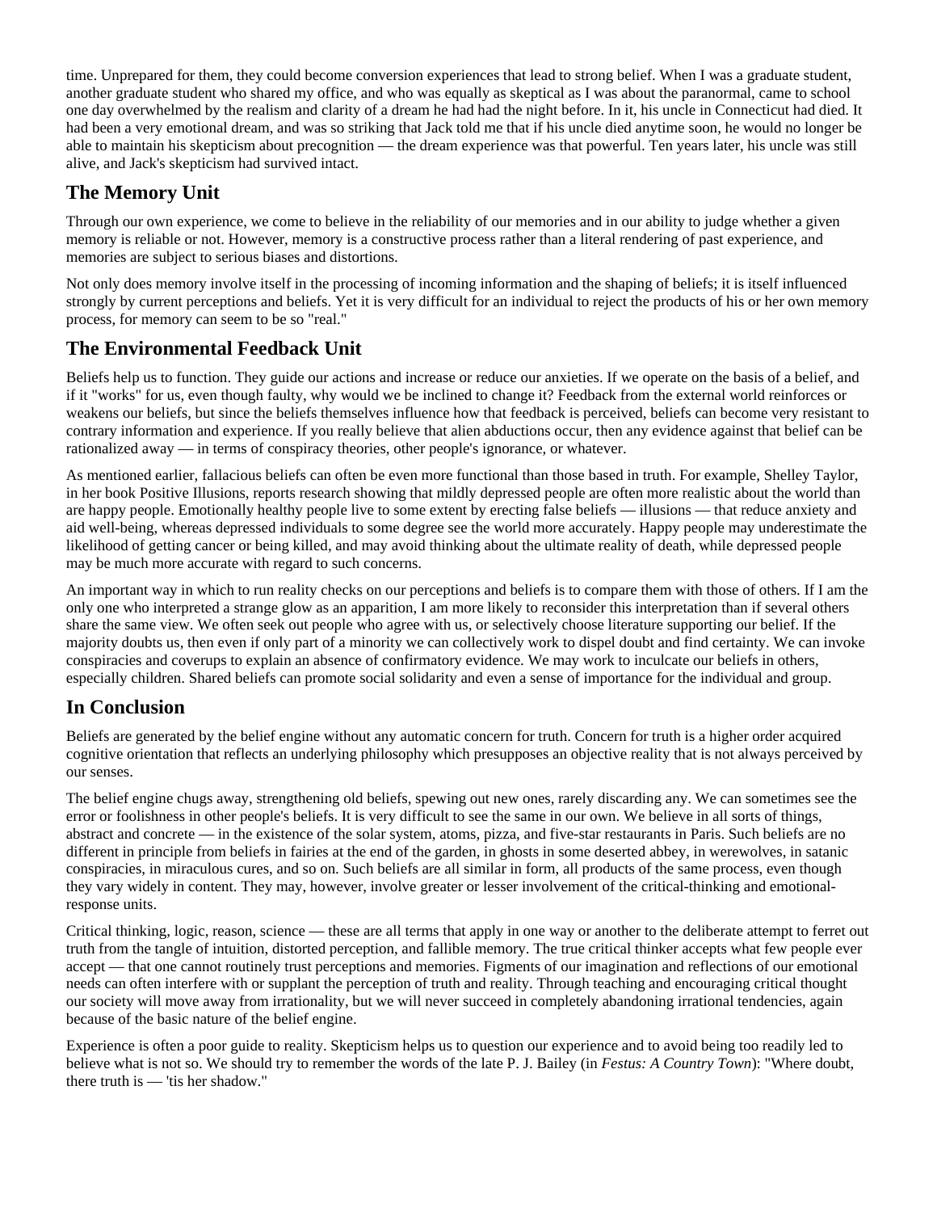time. Unprepared for them, they could become conversion experiences that lead to strong belief. When I was a graduate student, another graduate student who shared my office, and who was equally as skeptical as I was about the paranormal, came to school one day overwhelmed by the realism and clarity of a dream he had had the night before. In it, his uncle in Connecticut had died. It had been a very emotional dream, and was so striking that Jack told me that if his uncle died anytime soon, he would no longer be able to maintain his skepticism about precognition — the dream experience was that powerful. Ten years later, his uncle was still alive, and Jack's skepticism had survived intact.

## The Memory Unit

Through our own experience, we come to believe in the reliability of our memories and in our ability to judge whether a given memory is reliable or not. However, memory is a constructive process rather than a literal rendering of past experience, and memories are subject to serious biases and distortions.

Not only does memory involve itself in the processing of incoming information and the shaping of beliefs; it is itself influenced strongly by current perceptions and beliefs. Yet it is very difficult for an individual to reject the products of his or her own memory process, for memory can seem to be so "real."

## The Environmental Feedback Unit

Beliefs help us to function. They guide our actions and increase or reduce our anxieties. If we operate on the basis of a belief, and if it "works" for us, even though faulty, why would we be inclined to change it? Feedback from the external world reinforces or weakens our beliefs, but since the beliefs themselves influence how that feedback is perceived, beliefs can become very resistant to contrary information and experience. If you really believe that alien abductions occur, then any evidence against that belief can be rationalized away — in terms of conspiracy theories, other people's ignorance, or whatever.

As mentioned earlier, fallacious beliefs can often be even more functional than those based in truth. For example, Shelley Taylor, in her book Positive Illusions, reports research showing that mildly depressed people are often more realistic about the world than are happy people. Emotionally healthy people live to some extent by erecting false beliefs — illusions — that reduce anxiety and aid well-being, whereas depressed individuals to some degree see the world more accurately. Happy people may underestimate the likelihood of getting cancer or being killed, and may avoid thinking about the ultimate reality of death, while depressed people may be much more accurate with regard to such concerns.

An important way in which to run reality checks on our perceptions and beliefs is to compare them with those of others. If I am the only one who interpreted a strange glow as an apparition, I am more likely to reconsider this interpretation than if several others share the same view. We often seek out people who agree with us, or selectively choose literature supporting our belief. If the majority doubts us, then even if only part of a minority we can collectively work to dispel doubt and find certainty. We can invoke conspiracies and coverups to explain an absence of confirmatory evidence. We may work to inculcate our beliefs in others, especially children. Shared beliefs can promote social solidarity and even a sense of importance for the individual and group.

## In Conclusion

Beliefs are generated by the belief engine without any automatic concern for truth. Concern for truth is a higher order acquired cognitive orientation that reflects an underlying philosophy which presupposes an objective reality that is not always perceived by our senses.

The belief engine chugs away, strengthening old beliefs, spewing out new ones, rarely discarding any. We can sometimes see the error or foolishness in other people's beliefs. It is very difficult to see the same in our own. We believe in all sorts of things, abstract and concrete — in the existence of the solar system, atoms, pizza, and five-star restaurants in Paris. Such beliefs are no different in principle from beliefs in fairies at the end of the garden, in ghosts in some deserted abbey, in werewolves, in satanic conspiracies, in miraculous cures, and so on. Such beliefs are all similar in form, all products of the same process, even though they vary widely in content. They may, however, involve greater or lesser involvement of the critical-thinking and emotional-response units.

Critical thinking, logic, reason, science — these are all terms that apply in one way or another to the deliberate attempt to ferret out truth from the tangle of intuition, distorted perception, and fallible memory. The true critical thinker accepts what few people ever accept — that one cannot routinely trust perceptions and memories. Figments of our imagination and reflections of our emotional needs can often interfere with or supplant the perception of truth and reality. Through teaching and encouraging critical thought our society will move away from irrationality, but we will never succeed in completely abandoning irrational tendencies, again because of the basic nature of the belief engine.

Experience is often a poor guide to reality. Skepticism helps us to question our experience and to avoid being too readily led to believe what is not so. We should try to remember the words of the late P. J. Bailey (in *Festus: A Country Town*): "Where doubt, there truth is — 'tis her shadow."